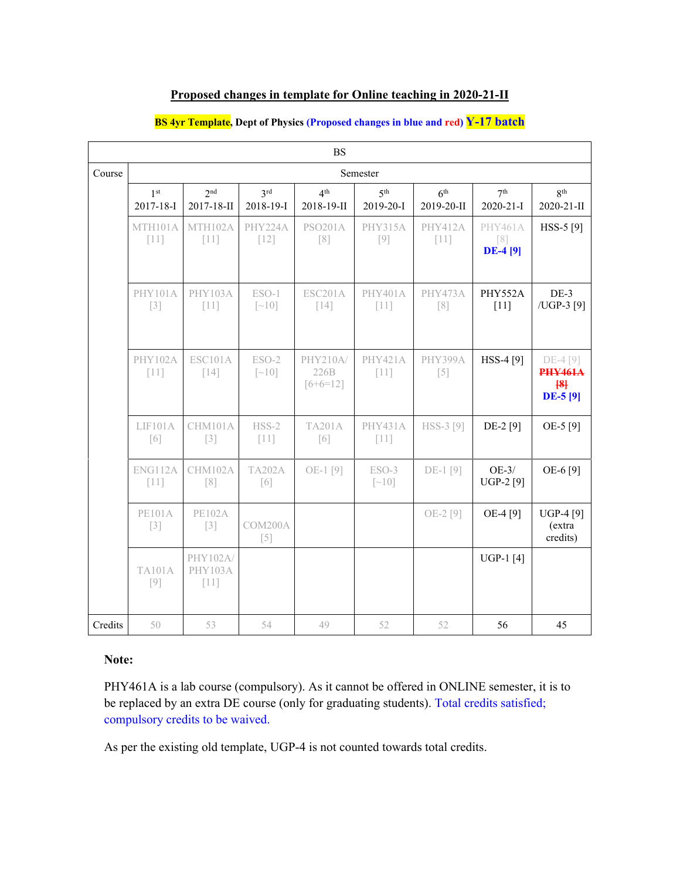# Proposed changes in template for Online teaching in 2020-21-II

**BS 4yr Template, Dept of Physics (Proposed changes in blue and red) Y-17 batch**

| BS | | | | | | | | |
|---|---|---|---|---|---|---|---|---|
| Course | Semester | | | | | | | |
| | 1st 2017-18-I | 2nd 2017-18-II | 3rd 2018-19-I | 4th 2018-19-II | 5th 2019-20-I | 6th 2019-20-II | 7th 2020-21-I | 8th 2020-21-II |
| | MTH101A [11] | MTH102A [11] | PHY224A [12] | PSO201A [8] | PHY315A [9] | PHY412A [11] | ~~PHY461A [8]~~ DE-4 [9] | HSS-5 [9] |
| | PHY101A [3] | PHY103A [11] | ESO-1 [~10] | ESC201A [14] | PHY401A [11] | PHY473A [8] | PHY552A [11] | DE-3 /UGP-3 [9] |
| | PHY102A [11] | ESC101A [14] | ESO-2 [~10] | PHY210A/ 226B [6+6=12] | PHY421A [11] | PHY399A [5] | HSS-4 [9] | ~~DE-4 [9]~~ ~~PHY461A [8]~~ DE-5 [9] |
| | LIF101A [6] | CHM101A [3] | HSS-2 [11] | TA201A [6] | PHY431A [11] | HSS-3 [9] | DE-2 [9] | OE-5 [9] |
| | ENG112A [11] | CHM102A [8] | TA202A [6] | OE-1 [9] | ESO-3 [~10] | DE-1 [9] | OE-3/ UGP-2 [9] | OE-6 [9] |
| | PE101A [3] | PE102A [3] | COM200A [5] | | | OE-2 [9] | OE-4 [9] | UGP-4 [9] (extra credits) |
| | TA101A [9] | PHY102A/ PHY103A [11] | | | | | UGP-1 [4] | |
| Credits | 50 | 53 | 54 | 49 | 52 | 52 | 56 | 45 |

**Note:**

PHY461A is a lab course (compulsory). As it cannot be offered in ONLINE semester, it is to be replaced by an extra DE course (only for graduating students). Total credits satisfied; compulsory credits to be waived.

As per the existing old template, UGP-4 is not counted towards total credits.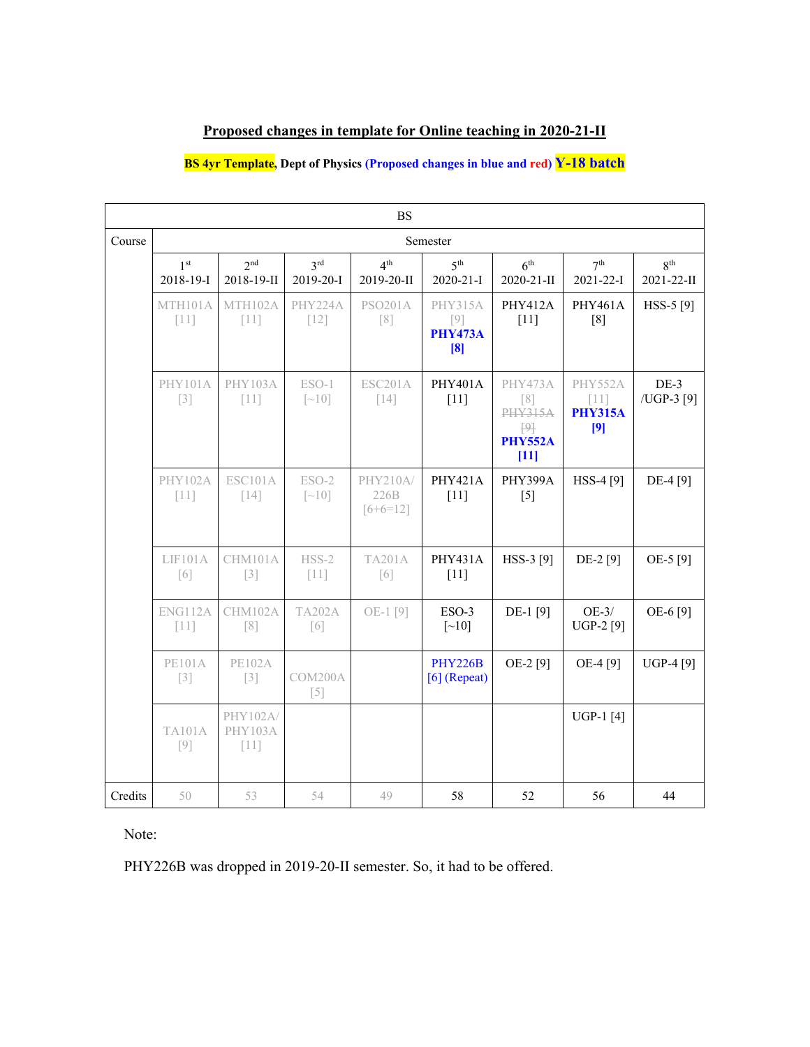# Proposed changes in template for Online teaching in 2020-21-II

**BS 4yr Template, Dept of Physics (Proposed changes in blue and red) Y-18 batch**

| BS | | | | | | | | |
|---|---|---|---|---|---|---|---|---|
| Course | Semester | | | | | | | |
| | 1st 2018-19-I | 2nd 2018-19-II | 3rd 2019-20-I | 4th 2019-20-II | 5th 2020-21-I | 6th 2020-21-II | 7th 2021-22-I | 8th 2021-22-II |
| | MTH101A [11] | MTH102A [11] | PHY224A [12] | PSO201A [8] | PHY315A [9] **PHY473A [8]** | PHY412A [11] | PHY461A [8] | HSS-5 [9] |
| | PHY101A [3] | PHY103A [11] | ESO-1 [~10] | ESC201A [14] | PHY401A [11] | PHY473A [8] ~~PHY315A [9]~~ **PHY552A [11]** | PHY552A [11] **PHY315A [9]** | DE-3 /UGP-3 [9] |
| | PHY102A [11] | ESC101A [14] | ESO-2 [~10] | PHY210A/ 226B [6+6=12] | PHY421A [11] | PHY399A [5] | HSS-4 [9] | DE-4 [9] |
| | LIF101A [6] | CHM101A [3] | HSS-2 [11] | TA201A [6] | PHY431A [11] | HSS-3 [9] | DE-2 [9] | OE-5 [9] |
| | ENG112A [11] | CHM102A [8] | TA202A [6] | OE-1 [9] | ESO-3 [~10] | DE-1 [9] | OE-3/ UGP-2 [9] | OE-6 [9] |
| | PE101A [3] | PE102A [3] | COM200A [5] | | PHY226B [6] (Repeat) | OE-2 [9] | OE-4 [9] | UGP-4 [9] |
| | TA101A [9] | PHY102A/ PHY103A [11] | | | | | UGP-1 [4] | |
| Credits | 50 | 53 | 54 | 49 | 58 | 52 | 56 | 44 |

Note:

PHY226B was dropped in 2019-20-II semester. So, it had to be offered.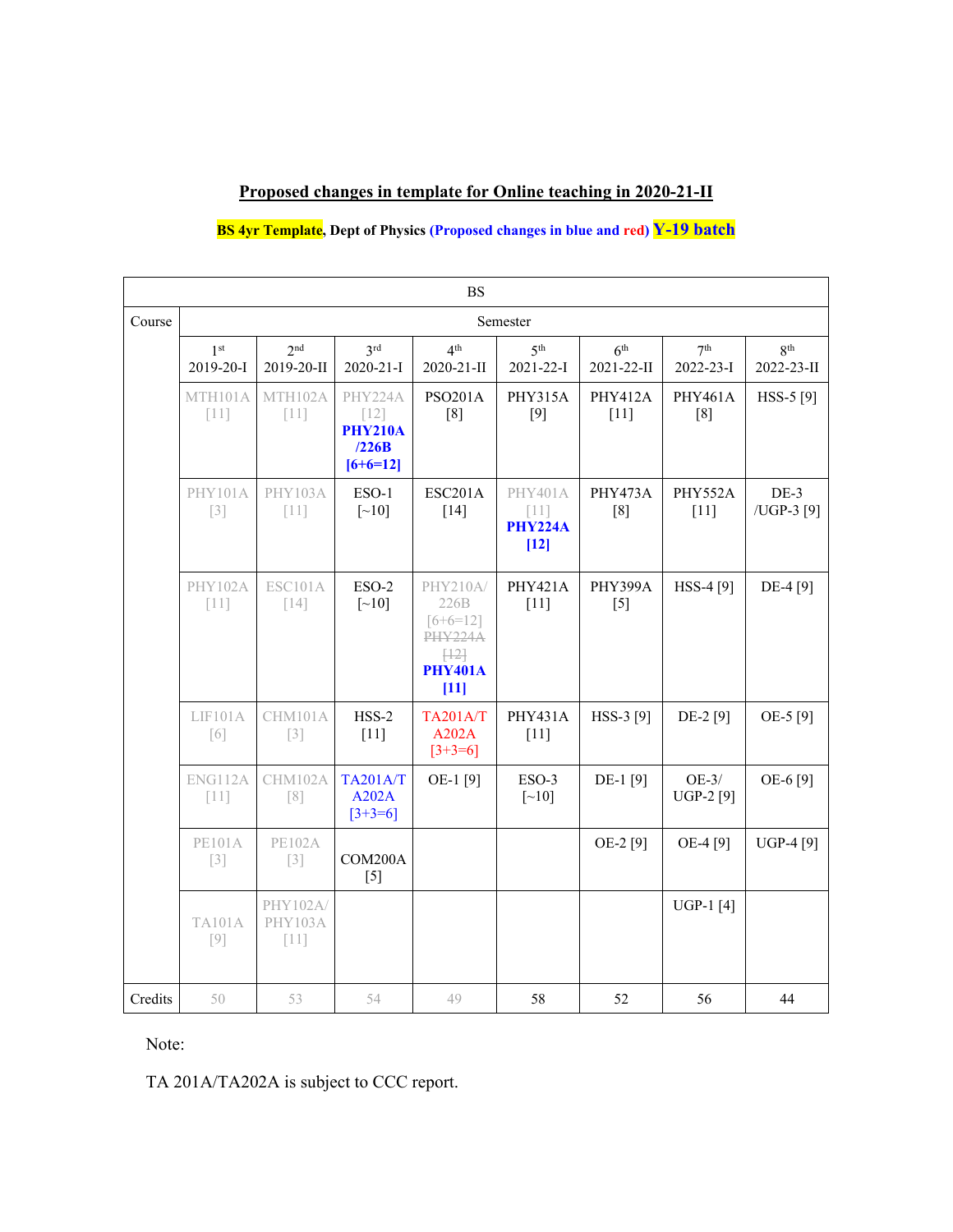## Proposed changes in template for Online teaching in 2020-21-II

**BS 4yr Template, Dept of Physics (Proposed changes in blue and red) Y-19 batch**

| BS | | | | | | | | |
|---|---|---|---|---|---|---|---|---|
| Course | Semester | | | | | | | |
| | 1st 2019-20-I | 2nd 2019-20-II | 3rd 2020-21-I | 4th 2020-21-II | 5th 2021-22-I | 6th 2021-22-II | 7th 2022-23-I | 8th 2022-23-II |
| | MTH101A [11] | MTH102A [11] | PHY224A [12] **PHY210A /226B [6+6=12]** | PSO201A [8] | PHY315A [9] | PHY412A [11] | PHY461A [8] | HSS-5 [9] |
| | PHY101A [3] | PHY103A [11] | ESO-1 [~10] | ESC201A [14] | PHY401A [11] **PHY224A [12]** | PHY473A [8] | PHY552A [11] | DE-3 /UGP-3 [9] |
| | PHY102A [11] | ESC101A [14] | ESO-2 [~10] | PHY210A/ 226B [6+6=12] ~~PHY224A [12]~~ **PHY401A [11]** | PHY421A [11] | PHY399A [5] | HSS-4 [9] | DE-4 [9] |
| | LIF101A [6] | CHM101A [3] | HSS-2 [11] | TA201A/TA202A [3+3=6] | PHY431A [11] | HSS-3 [9] | DE-2 [9] | OE-5 [9] |
| | ENG112A [11] | CHM102A [8] | TA201A/TA202A [3+3=6] | OE-1 [9] | ESO-3 [~10] | DE-1 [9] | OE-3/ UGP-2 [9] | OE-6 [9] |
| | PE101A [3] | PE102A [3] | COM200A [5] | | | OE-2 [9] | OE-4 [9] | UGP-4 [9] |
| | TA101A [9] | PHY102A/ PHY103A [11] | | | | | UGP-1 [4] | |
| Credits | 50 | 53 | 54 | 49 | 58 | 52 | 56 | 44 |

Note:

TA 201A/TA202A is subject to CCC report.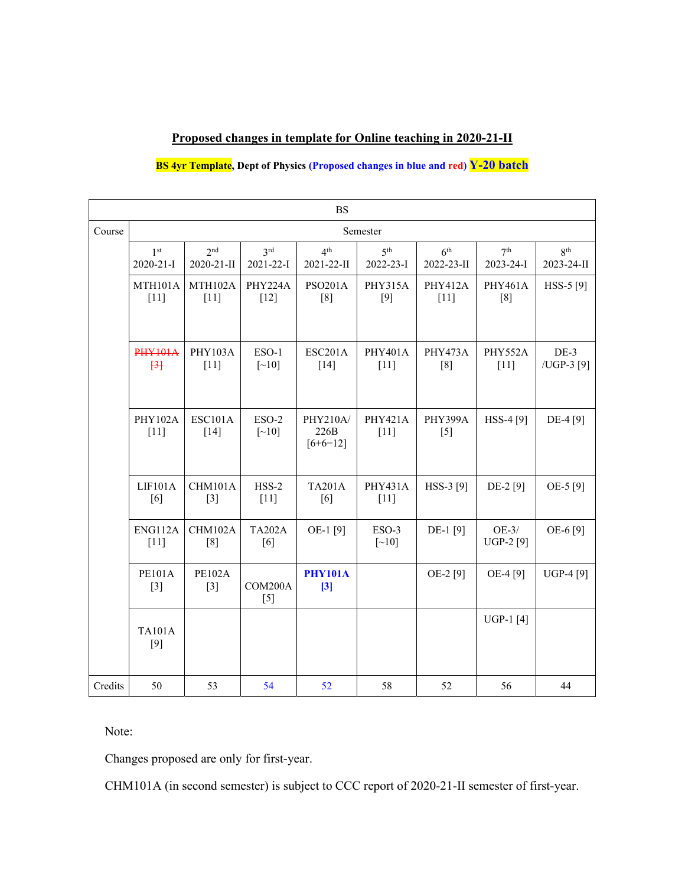**Proposed changes in template for Online teaching in 2020-21-II**

**BS 4yr Template, Dept of Physics (Proposed changes in blue and red) Y-20 batch**

| | | | | | | | | |
|---|---|---|---|---|---|---|---|---|
| BS | | | | | | | | |
| Course | Semester | | | | | | | |
| | 1st 2020-21-I | 2nd 2020-21-II | 3rd 2021-22-I | 4th 2021-22-II | 5th 2022-23-I | 6th 2022-23-II | 7th 2023-24-I | 8th 2023-24-II |
| | MTH101A [11] | MTH102A [11] | PHY224A [12] | PSO201A [8] | PHY315A [9] | PHY412A [11] | PHY461A [8] | HSS-5 [9] |
| | ~~PHY101A [3]~~ | PHY103A [11] | ESO-1 [~10] | ESC201A [14] | PHY401A [11] | PHY473A [8] | PHY552A [11] | DE-3 /UGP-3 [9] |
| | PHY102A [11] | ESC101A [14] | ESO-2 [~10] | PHY210A/ 226B [6+6=12] | PHY421A [11] | PHY399A [5] | HSS-4 [9] | DE-4 [9] |
| | LIF101A [6] | CHM101A [3] | HSS-2 [11] | TA201A [6] | PHY431A [11] | HSS-3 [9] | DE-2 [9] | OE-5 [9] |
| | ENG112A [11] | CHM102A [8] | TA202A [6] | OE-1 [9] | ESO-3 [~10] | DE-1 [9] | OE-3/ UGP-2 [9] | OE-6 [9] |
| | PE101A [3] | PE102A [3] | COM200A [5] | **PHY101A [3]** | | OE-2 [9] | OE-4 [9] | UGP-4 [9] |
| | TA101A [9] | | | | | | UGP-1 [4] | |
| Credits | 50 | 53 | 54 | 52 | 58 | 52 | 56 | 44 |

Note:

Changes proposed are only for first-year.

CHM101A (in second semester) is subject to CCC report of 2020-21-II semester of first-year.